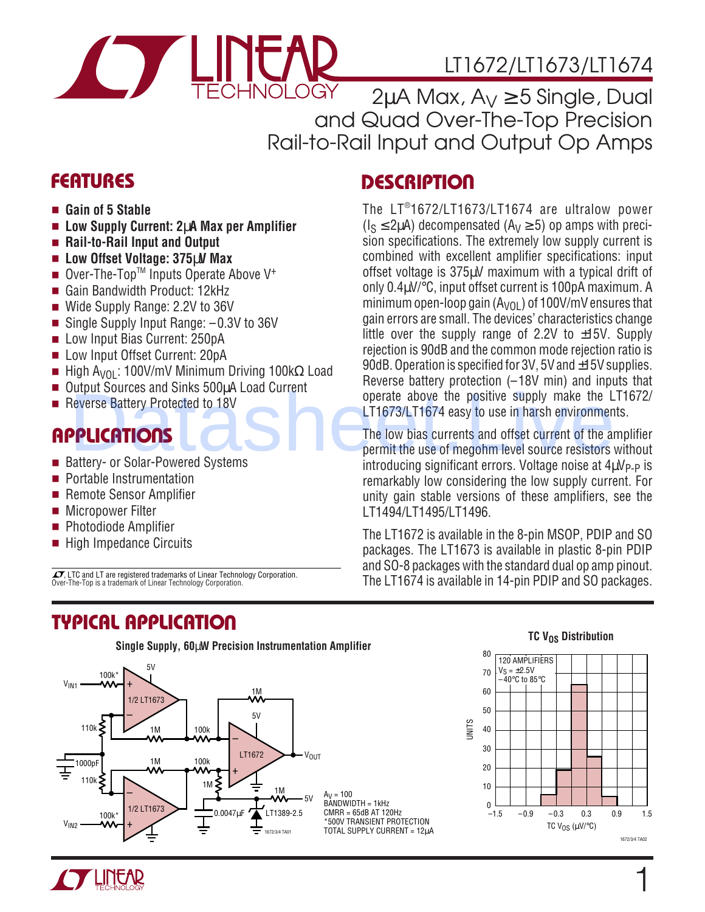# LT1672/LT1673/LT1674

## 2µA Max, $A_V \geq 5$ Single, Dual and Quad Over-The-Top Precision Rail-to-Rail Input and Output Op Amps

## FEATURES

- **Gain of 5 Stable**
- **Low Supply Current: 2µA Max per Amplifier**
- **Rail-to-Rail Input and Output**
- **Low Offset Voltage: 375µV Max**
- Over-The-Top™ Inputs Operate Above $V^+$
- Gain Bandwidth Product: 12kHz
- Wide Supply Range: 2.2V to 36V
- Single Supply Input Range: –0.3V to 36V
- Low Input Bias Current: 250pA
- Low Input Offset Current: 20pA
- High $A_{VOL}$: 100V/mV Minimum Driving 100kΩ Load
- Output Sources and Sinks 500µA Load Current
- Reverse Battery Protected to 18V

## APPLICATIONS

- Battery- or Solar-Powered Systems
- Portable Instrumentation
- Remote Sensor Amplifier
- Micropower Filter
- Photodiode Amplifier
- High Impedance Circuits

LTC and LT are registered trademarks of Linear Technology Corporation. Over-The-Top is a trademark of Linear Technology Corporation.

## DESCRIPTION

The LT®1672/LT1673/LT1674 are ultralow power ($I_S \leq 2µA$) decompensated ($A_V \geq 5$) op amps with precision specifications. The extremely low supply current is combined with excellent amplifier specifications: input offset voltage is 375µV maximum with a typical drift of only 0.4µV/°C, input offset current is 100pA maximum. A minimum open-loop gain ($A_{VOL}$) of 100V/mV ensures that gain errors are small. The devices' characteristics change little over the supply range of 2.2V to ±15V. Supply rejection is 90dB and the common mode rejection ratio is 90dB. Operation is specified for 3V, 5V and ±15V supplies. Reverse battery protection (–18V min) and inputs that operate above the positive supply make the LT1672/LT1673/LT1674 easy to use in harsh environments.

The low bias currents and offset current of the amplifier permit the use of megohm level source resistors without introducing significant errors. Voltage noise at $4µV_{P-P}$ is remarkably low considering the low supply current. For unity gain stable versions of these amplifiers, see the LT1494/LT1495/LT1496.

The LT1672 is available in the 8-pin MSOP, PDIP and SO packages. The LT1673 is available in plastic 8-pin PDIP and SO-8 packages with the standard dual op amp pinout. The LT1674 is available in 14-pin PDIP and SO packages.

## TYPICAL APPLICATION

**Single Supply, 60µW Precision Instrumentation Amplifier**

$A_V = 100$
BANDWIDTH = 1kHz
CMRR = 65dB AT 120Hz
*500V TRANSIENT PROTECTION
TOTAL SUPPLY CURRENT = 12µA

**TC $V_{OS}$ Distribution**

120 AMPLIFIERS
$V_S = \pm2.5V$
–40°C to 85°C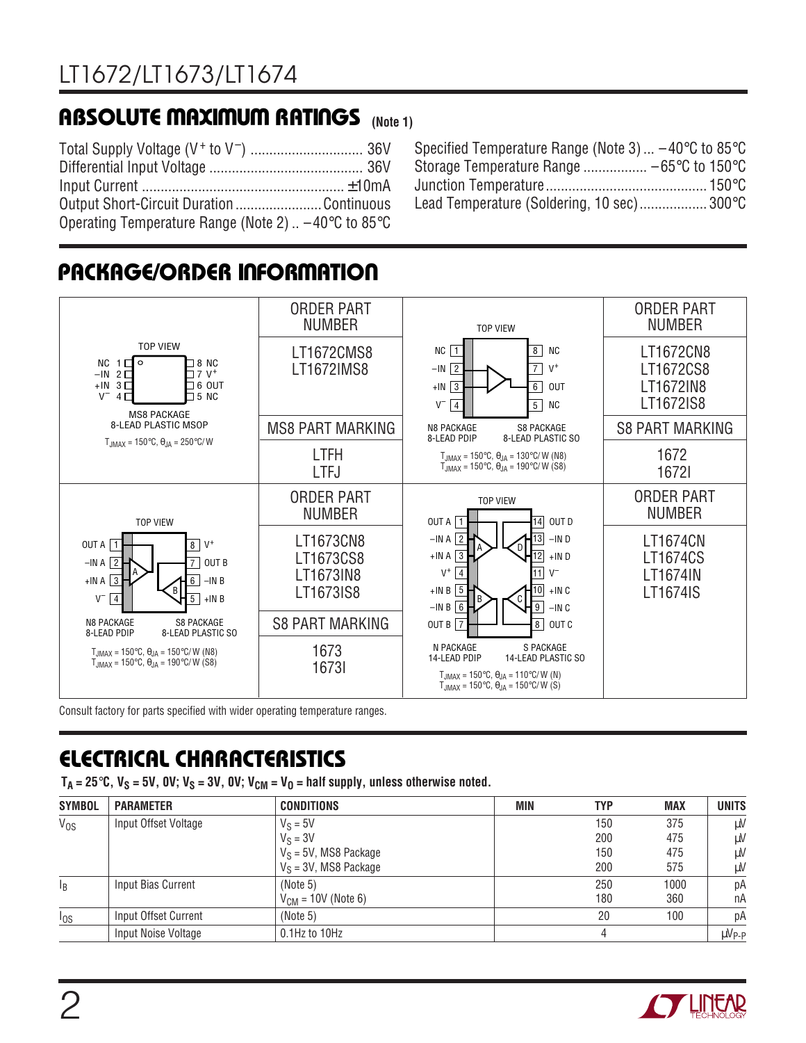## ABSOLUTE MAXIMUM RATINGS (Note 1)

Total Supply Voltage ($V^+$ to $V^-$) .............................. 36V
Differential Input Voltage ......................................... 36V
Input Current ..................................................... ±10mA
Output Short-Circuit Duration ....................... Continuous
Operating Temperature Range (Note 2) .. –40°C to 85°C
Specified Temperature Range (Note 3) ... –40°C to 85°C
Storage Temperature Range ................. –65°C to 150°C
Junction Temperature ........................................... 150°C
Lead Temperature (Soldering, 10 sec) .................. 300°C

## PACKAGE/ORDER INFORMATION

| Package | ORDER PART NUMBER | Package | ORDER PART NUMBER |
|---|---|---|---|
| TOP VIEW: NC 1, –IN 2, +IN 3, $V^-$ 4, 8 NC, 7 $V^+$, 6 OUT, 5 NC. MS8 PACKAGE 8-LEAD PLASTIC MSOP. $T_{JMAX}$ = 150°C, $\theta_{JA}$ = 250°C/W | LT1672CMS8<br>LT1672IMS8<br>**MS8 PART MARKING**<br>LTFH<br>LTFJ | TOP VIEW: NC 1, –IN 2, +IN 3, $V^-$ 4, 8 NC, 7 $V^+$, 6 OUT, 5 NC. N8 PACKAGE 8-LEAD PDIP, S8 PACKAGE 8-LEAD PLASTIC SO. $T_{JMAX}$ = 150°C, $\theta_{JA}$ = 130°C/W (N8); $T_{JMAX}$ = 150°C, $\theta_{JA}$ = 190°C/W (S8) | LT1672CN8<br>LT1672CS8<br>LT1672IN8<br>LT1672IS8<br>**S8 PART MARKING**<br>1672<br>1672I |
| TOP VIEW: OUT A 1, –IN A 2, +IN A 3, $V^-$ 4, 8 $V^+$, 7 OUT B, 6 –IN B, 5 +IN B. N8 PACKAGE 8-LEAD PDIP, S8 PACKAGE 8-LEAD PLASTIC SO. $T_{JMAX}$ = 150°C, $\theta_{JA}$ = 150°C/W (N8); $T_{JMAX}$ = 150°C, $\theta_{JA}$ = 190°C/W (S8) | LT1673CN8<br>LT1673CS8<br>LT1673IN8<br>LT1673IS8<br>**S8 PART MARKING**<br>1673<br>1673I | TOP VIEW: OUT A 1, –IN A 2, +IN A 3, $V^+$ 4, +IN B 5, –IN B 6, OUT B 7, 14 OUT D, 13 –IN D, 12 +IN D, 11 $V^-$, 10 +IN C, 9 –IN C, 8 OUT C. N PACKAGE 14-LEAD PDIP, S PACKAGE 14-LEAD PLASTIC SO. $T_{JMAX}$ = 150°C, $\theta_{JA}$ = 110°C/W (N); $T_{JMAX}$ = 150°C, $\theta_{JA}$ = 150°C/W (S) | LT1674CN<br>LT1674CS<br>LT1674IN<br>LT1674IS |

Consult factory for parts specified with wider operating temperature ranges.

## ELECTRICAL CHARACTERISTICS

**$T_A$ = 25°C, $V_S$ = 5V, 0V; $V_S$ = 3V, 0V; $V_{CM}$ = $V_O$ = half supply, unless otherwise noted.**

| SYMBOL | PARAMETER | CONDITIONS | MIN | TYP | MAX | UNITS |
|---|---|---|---|---|---|---|
| $V_{OS}$ | Input Offset Voltage | $V_S$ = 5V | | 150 | 375 | µV |
| | | $V_S$ = 3V | | 200 | 475 | µV |
| | | $V_S$ = 5V, MS8 Package | | 150 | 475 | µV |
| | | $V_S$ = 3V, MS8 Package | | 200 | 575 | µV |
| $I_B$ | Input Bias Current | (Note 5) | | 250 | 1000 | pA |
| | | $V_{CM}$ = 10V (Note 6) | | 180 | 360 | nA |
| $I_{OS}$ | Input Offset Current | (Note 5) | | 20 | 100 | pA |
| | Input Noise Voltage | 0.1Hz to 10Hz | | 4 | | $µV_{P-P}$ |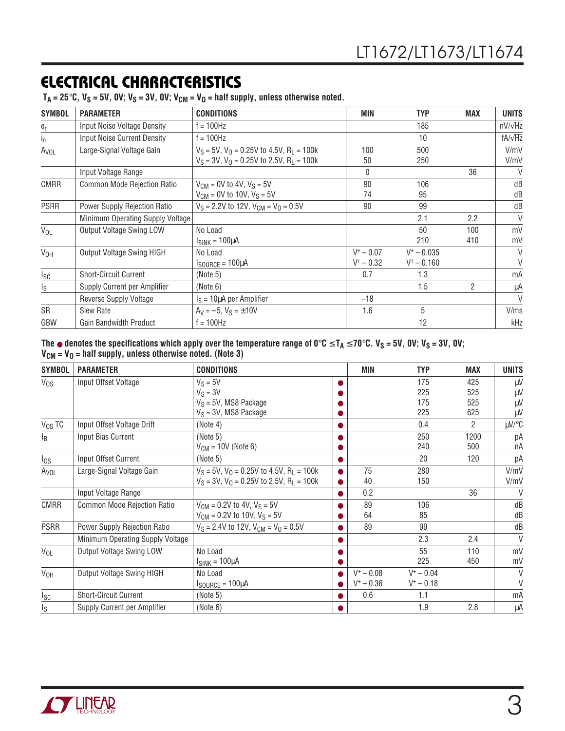## ELECTRICAL CHARACTERISTICS

**$T_A = 25°C$, $V_S = 5V$, 0V; $V_S = 3V$, 0V; $V_{CM} = V_O$ = half supply, unless otherwise noted.**

| SYMBOL | PARAMETER | CONDITIONS | MIN | TYP | MAX | UNITS |
|---|---|---|---|---|---|---|
| $e_n$ | Input Noise Voltage Density | f = 100Hz | | 185 | | nV/√Hz |
| $i_n$ | Input Noise Current Density | f = 100Hz | | 10 | | fA/√Hz |
| $A_{VOL}$ | Large-Signal Voltage Gain | $V_S = 5V$, $V_O = 0.25V$ to 4.5V, $R_L = 100k$<br>$V_S = 3V$, $V_O = 0.25V$ to 2.5V, $R_L = 100k$ | 100<br>50 | 500<br>250 | | V/mV<br>V/mV |
| | Input Voltage Range | | 0 | | 36 | V |
| CMRR | Common Mode Rejection Ratio | $V_{CM} = 0V$ to 4V, $V_S = 5V$<br>$V_{CM} = 0V$ to 10V, $V_S = 5V$ | 90<br>74 | 106<br>95 | | dB<br>dB |
| PSRR | Power Supply Rejection Ratio | $V_S = 2.2V$ to 12V, $V_{CM} = V_O = 0.5V$ | 90 | 99 | | dB |
| | Minimum Operating Supply Voltage | | | 2.1 | 2.2 | V |
| $V_{OL}$ | Output Voltage Swing LOW | No Load<br>$I_{SINK} = 100\mu A$ | | 50<br>210 | 100<br>410 | mV<br>mV |
| $V_{OH}$ | Output Voltage Swing HIGH | No Load<br>$I_{SOURCE} = 100\mu A$ | $V^+ - 0.07$<br>$V^+ - 0.32$ | $V^+ - 0.035$<br>$V^+ - 0.160$ | | V<br>V |
| $I_{SC}$ | Short-Circuit Current | (Note 5) | 0.7 | 1.3 | | mA |
| $I_S$ | Supply Current per Amplifier | (Note 6) | | 1.5 | 2 | μA |
| | Reverse Supply Voltage | $I_S = 10\mu A$ per Amplifier | –18 | | | V |
| SR | Slew Rate | $A_V = -5$, $V_S = \pm 10V$ | 1.6 | 5 | | V/ms |
| GBW | Gain Bandwidth Product | f = 100Hz | | 12 | | kHz |

**The ● denotes the specifications which apply over the temperature range of $0°C \le T_A \le 70°C$. $V_S = 5V$, 0V; $V_S = 3V$, 0V; $V_{CM} = V_O$ = half supply, unless otherwise noted. (Note 3)**

| SYMBOL | PARAMETER | CONDITIONS | | MIN | TYP | MAX | UNITS |
|---|---|---|---|---|---|---|---|
| $V_{OS}$ | Input Offset Voltage | $V_S = 5V$<br>$V_S = 3V$<br>$V_S = 5V$, MS8 Package<br>$V_S = 3V$, MS8 Package | ●<br>●<br>●<br>● | | 175<br>225<br>175<br>225 | 425<br>525<br>525<br>625 | μV<br>μV<br>μV<br>μV |
| $V_{OS}$ TC | Input Offset Voltage Drift | (Note 4) | ● | | 0.4 | 2 | μV/°C |
| $I_B$ | Input Bias Current | (Note 5)<br>$V_{CM} = 10V$ (Note 6) | ●<br>● | | 250<br>240 | 1200<br>500 | pA<br>nA |
| $I_{OS}$ | Input Offset Current | (Note 5) | ● | | 20 | 120 | pA |
| $A_{VOL}$ | Large-Signal Voltage Gain | $V_S = 5V$, $V_O = 0.25V$ to 4.5V, $R_L = 100k$<br>$V_S = 3V$, $V_O = 0.25V$ to 2.5V, $R_L = 100k$ | ●<br>● | 75<br>40 | 280<br>150 | | V/mV<br>V/mV |
| | Input Voltage Range | | ● | 0.2 | | 36 | V |
| CMRR | Common Mode Rejection Ratio | $V_{CM} = 0.2V$ to 4V, $V_S = 5V$<br>$V_{CM} = 0.2V$ to 10V, $V_S = 5V$ | ●<br>● | 89<br>64 | 106<br>85 | | dB<br>dB |
| PSRR | Power Supply Rejection Ratio | $V_S = 2.4V$ to 12V, $V_{CM} = V_O = 0.5V$ | ● | 89 | 99 | | dB |
| | Minimum Operating Supply Voltage | | ● | | 2.3 | 2.4 | V |
| $V_{OL}$ | Output Voltage Swing LOW | No Load<br>$I_{SINK} = 100\mu A$ | ●<br>● | | 55<br>225 | 110<br>450 | mV<br>mV |
| $V_{OH}$ | Output Voltage Swing HIGH | No Load<br>$I_{SOURCE} = 100\mu A$ | ●<br>● | $V^+ - 0.08$<br>$V^+ - 0.36$ | $V^+ - 0.04$<br>$V^+ - 0.18$ | | V<br>V |
| $I_{SC}$ | Short-Circuit Current | (Note 5) | ● | 0.6 | 1.1 | | mA |
| $I_S$ | Supply Current per Amplifier | (Note 6) | ● | | 1.9 | 2.8 | μA |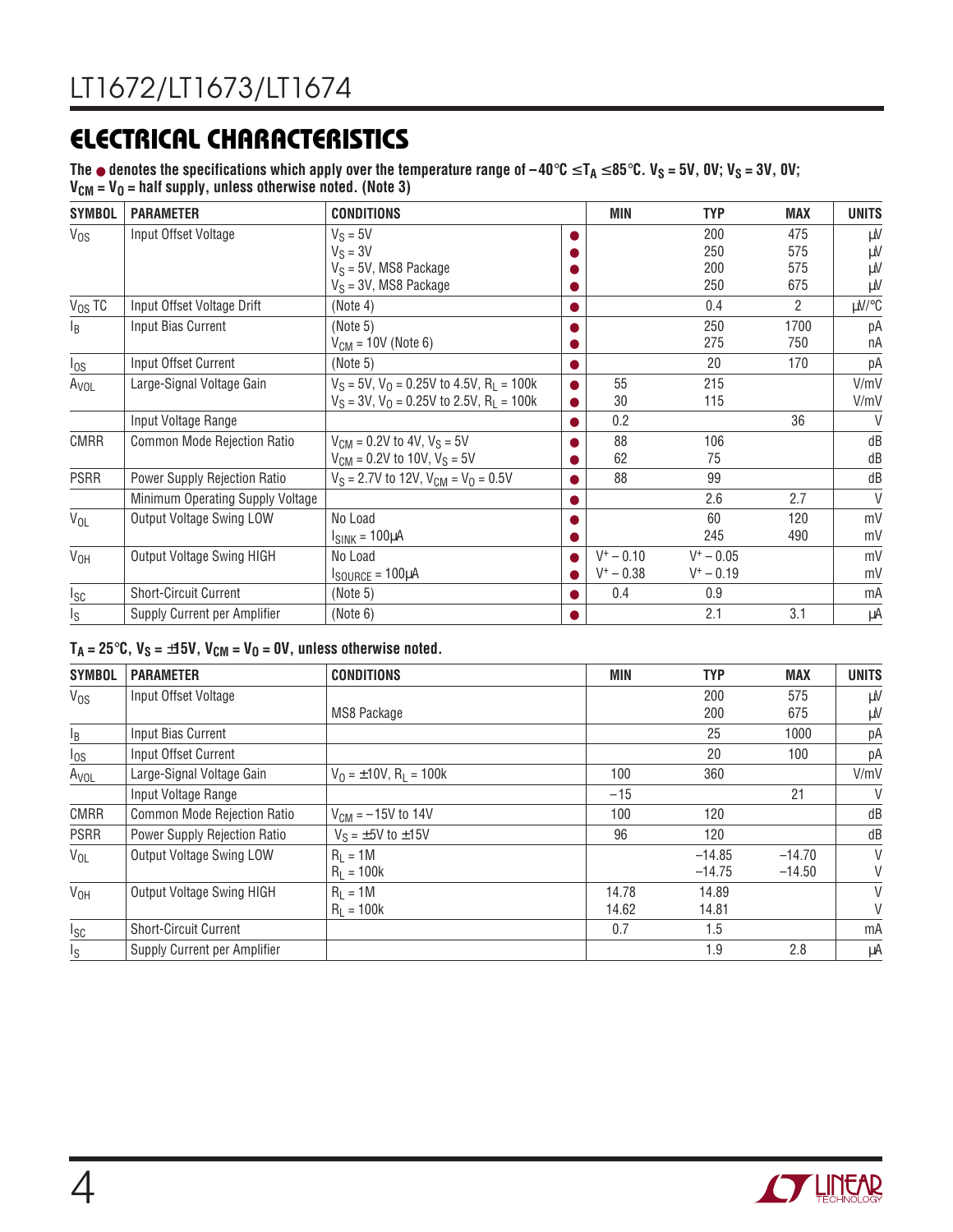## ELECTRICAL CHARACTERISTICS

**The ● denotes the specifications which apply over the temperature range of −40°C ≤ $T_A$ ≤ 85°C. $V_S$ = 5V, 0V; $V_S$ = 3V, 0V; $V_{CM}$ = $V_O$ = half supply, unless otherwise noted. (Note 3)**

| SYMBOL | PARAMETER | CONDITIONS | | MIN | TYP | MAX | UNITS |
|---|---|---|---|---|---|---|---|
| $V_{OS}$ | Input Offset Voltage | $V_S$ = 5V<br>$V_S$ = 3V<br>$V_S$ = 5V, MS8 Package<br>$V_S$ = 3V, MS8 Package | ●<br>●<br>●<br>● | | 200<br>250<br>200<br>250 | 475<br>575<br>575<br>675 | µV<br>µV<br>µV<br>µV |
| $V_{OS}$ TC | Input Offset Voltage Drift | (Note 4) | ● | | 0.4 | 2 | µV/°C |
| $I_B$ | Input Bias Current | (Note 5)<br>$V_{CM}$ = 10V (Note 6) | ●<br>● | | 250<br>275 | 1700<br>750 | pA<br>nA |
| $I_{OS}$ | Input Offset Current | (Note 5) | ● | | 20 | 170 | pA |
| $A_{VOL}$ | Large-Signal Voltage Gain | $V_S$ = 5V, $V_O$ = 0.25V to 4.5V, $R_L$ = 100k<br>$V_S$ = 3V, $V_O$ = 0.25V to 2.5V, $R_L$ = 100k | ●<br>● | 55<br>30 | 215<br>115 | | V/mV<br>V/mV |
| | Input Voltage Range | | ● | 0.2 | | 36 | V |
| CMRR | Common Mode Rejection Ratio | $V_{CM}$ = 0.2V to 4V, $V_S$ = 5V<br>$V_{CM}$ = 0.2V to 10V, $V_S$ = 5V | ●<br>● | 88<br>62 | 106<br>75 | | dB<br>dB |
| PSRR | Power Supply Rejection Ratio | $V_S$ = 2.7V to 12V, $V_{CM}$ = $V_O$ = 0.5V | ● | 88 | 99 | | dB |
| | Minimum Operating Supply Voltage | | ● | | 2.6 | 2.7 | V |
| $V_{OL}$ | Output Voltage Swing LOW | No Load<br>$I_{SINK}$ = 100µA | ●<br>● | | 60<br>245 | 120<br>490 | mV<br>mV |
| $V_{OH}$ | Output Voltage Swing HIGH | No Load<br>$I_{SOURCE}$ = 100µA | ●<br>● | $V^+$ − 0.10<br>$V^+$ − 0.38 | $V^+$ − 0.05<br>$V^+$ − 0.19 | | mV<br>mV |
| $I_{SC}$ | Short-Circuit Current | (Note 5) | ● | 0.4 | 0.9 | | mA |
| $I_S$ | Supply Current per Amplifier | (Note 6) | ● | | 2.1 | 3.1 | µA |

**$T_A$ = 25°C, $V_S$ = ±15V, $V_{CM}$ = $V_O$ = 0V, unless otherwise noted.**

| SYMBOL | PARAMETER | CONDITIONS | MIN | TYP | MAX | UNITS |
|---|---|---|---|---|---|---|
| $V_{OS}$ | Input Offset Voltage | <br>MS8 Package | | 200<br>200 | 575<br>675 | µV<br>µV |
| $I_B$ | Input Bias Current | | | 25 | 1000 | pA |
| $I_{OS}$ | Input Offset Current | | | 20 | 100 | pA |
| $A_{VOL}$ | Large-Signal Voltage Gain | $V_O$ = ±10V, $R_L$ = 100k | 100 | 360 | | V/mV |
| | Input Voltage Range | | −15 | | 21 | V |
| CMRR | Common Mode Rejection Ratio | $V_{CM}$ = −15V to 14V | 100 | 120 | | dB |
| PSRR | Power Supply Rejection Ratio | $V_S$ = ±5V to ±15V | 96 | 120 | | dB |
| $V_{OL}$ | Output Voltage Swing LOW | $R_L$ = 1M<br>$R_L$ = 100k | | −14.85<br>−14.75 | −14.70<br>−14.50 | V<br>V |
| $V_{OH}$ | Output Voltage Swing HIGH | $R_L$ = 1M<br>$R_L$ = 100k | 14.78<br>14.62 | 14.89<br>14.81 | | V<br>V |
| $I_{SC}$ | Short-Circuit Current | | 0.7 | 1.5 | | mA |
| $I_S$ | Supply Current per Amplifier | | | 1.9 | 2.8 | µA |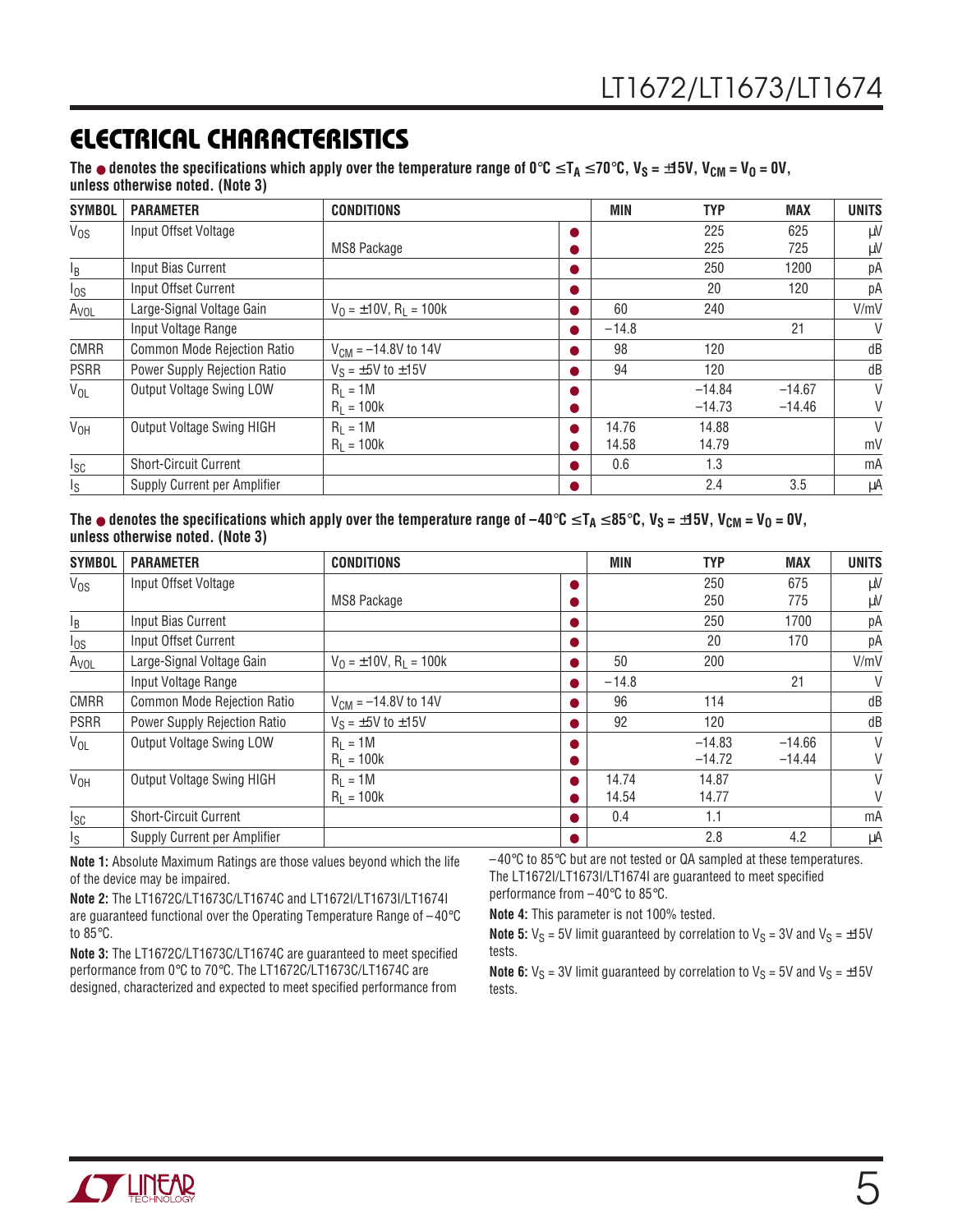## ELECTRICAL CHARACTERISTICS

**The ● denotes the specifications which apply over the temperature range of 0°C ≤ $T_A$ ≤ 70°C, $V_S$ = ±15V, $V_{CM}$ = $V_O$ = 0V, unless otherwise noted. (Note 3)**

| SYMBOL | PARAMETER | CONDITIONS | | MIN | TYP | MAX | UNITS |
|---|---|---|---|---|---|---|---|
| $V_{OS}$ | Input Offset Voltage | | ● | | 225 | 625 | µV |
| | | MS8 Package | ● | | 225 | 725 | µV |
| $I_B$ | Input Bias Current | | ● | | 250 | 1200 | pA |
| $I_{OS}$ | Input Offset Current | | ● | | 20 | 120 | pA |
| $A_{VOL}$ | Large-Signal Voltage Gain | $V_O$ = ±10V, $R_L$ = 100k | ● | 60 | 240 | | V/mV |
| | Input Voltage Range | | ● | −14.8 | | 21 | V |
| CMRR | Common Mode Rejection Ratio | $V_{CM}$ = −14.8V to 14V | ● | 98 | 120 | | dB |
| PSRR | Power Supply Rejection Ratio | $V_S$ = ±5V to ±15V | ● | 94 | 120 | | dB |
| $V_{OL}$ | Output Voltage Swing LOW | $R_L$ = 1M | ● | | −14.84 | −14.67 | V |
| | | $R_L$ = 100k | ● | | −14.73 | −14.46 | V |
| $V_{OH}$ | Output Voltage Swing HIGH | $R_L$ = 1M | ● | 14.76 | 14.88 | | V |
| | | $R_L$ = 100k | ● | 14.58 | 14.79 | | mV |
| $I_{SC}$ | Short-Circuit Current | | ● | 0.6 | 1.3 | | mA |
| $I_S$ | Supply Current per Amplifier | | ● | | 2.4 | 3.5 | µA |

**The ● denotes the specifications which apply over the temperature range of −40°C ≤ $T_A$ ≤ 85°C, $V_S$ = ±15V, $V_{CM}$ = $V_O$ = 0V, unless otherwise noted. (Note 3)**

| SYMBOL | PARAMETER | CONDITIONS | | MIN | TYP | MAX | UNITS |
|---|---|---|---|---|---|---|---|
| $V_{OS}$ | Input Offset Voltage | | ● | | 250 | 675 | µV |
| | | MS8 Package | ● | | 250 | 775 | µV |
| $I_B$ | Input Bias Current | | ● | | 250 | 1700 | pA |
| $I_{OS}$ | Input Offset Current | | ● | | 20 | 170 | pA |
| $A_{VOL}$ | Large-Signal Voltage Gain | $V_O$ = ±10V, $R_L$ = 100k | ● | 50 | 200 | | V/mV |
| | Input Voltage Range | | ● | −14.8 | | 21 | V |
| CMRR | Common Mode Rejection Ratio | $V_{CM}$ = −14.8V to 14V | ● | 96 | 114 | | dB |
| PSRR | Power Supply Rejection Ratio | $V_S$ = ±5V to ±15V | ● | 92 | 120 | | dB |
| $V_{OL}$ | Output Voltage Swing LOW | $R_L$ = 1M | ● | | −14.83 | −14.66 | V |
| | | $R_L$ = 100k | ● | | −14.72 | −14.44 | V |
| $V_{OH}$ | Output Voltage Swing HIGH | $R_L$ = 1M | ● | 14.74 | 14.87 | | V |
| | | $R_L$ = 100k | ● | 14.54 | 14.77 | | V |
| $I_{SC}$ | Short-Circuit Current | | ● | 0.4 | 1.1 | | mA |
| $I_S$ | Supply Current per Amplifier | | ● | | 2.8 | 4.2 | µA |

**Note 1:** Absolute Maximum Ratings are those values beyond which the life of the device may be impaired.

**Note 2:** The LT1672C/LT1673C/LT1674C and LT1672I/LT1673I/LT1674I are guaranteed functional over the Operating Temperature Range of −40°C to 85°C.

**Note 3:** The LT1672C/LT1673C/LT1674C are guaranteed to meet specified performance from 0°C to 70°C. The LT1672C/LT1673C/LT1674C are designed, characterized and expected to meet specified performance from −40°C to 85°C but are not tested or QA sampled at these temperatures. The LT1672I/LT1673I/LT1674I are guaranteed to meet specified performance from −40°C to 85°C.

**Note 4:** This parameter is not 100% tested.

**Note 5:** $V_S$ = 5V limit guaranteed by correlation to $V_S$ = 3V and $V_S$ = ±15V tests.

**Note 6:** $V_S$ = 3V limit guaranteed by correlation to $V_S$ = 5V and $V_S$ = ±15V tests.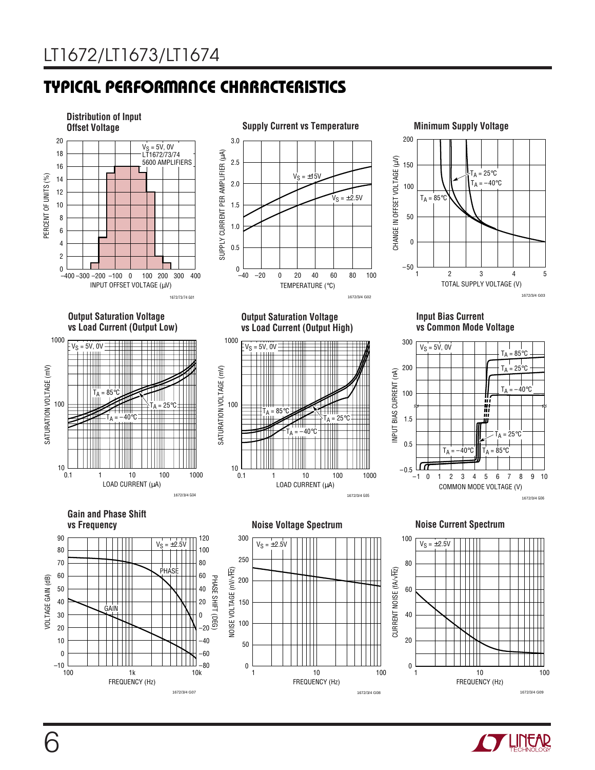## TYPICAL PERFORMANCE CHARACTERISTICS

**Distribution of Input Offset Voltage**

$V_S$ = 5V, 0V
LT1672/73/74
5600 AMPLIFIERS

PERCENT OF UNITS (%)

INPUT OFFSET VOLTAGE (µV)

1672/73/74 G01

**Supply Current vs Temperature**

$V_S$ = ±15V

$V_S$ = ±2.5V

SUPPLY CURRENT PER AMPLIFIER (µA)

TEMPERATURE (°C)

1672/3/4 G02

**Minimum Supply Voltage**

$T_A$ = 25°C
$T_A$ = –40°C
$T_A$ = 85°C

CHANGE IN OFFSET VOLTAGE (µV)

TOTAL SUPPLY VOLTAGE (V)

1672/3/4 G03

**Output Saturation Voltage vs Load Current (Output Low)**

$V_S$ = 5V, 0V
$T_A$ = 85°C
$T_A$ = 25°C
$T_A$ = –40°C

SATURATION VOLTAGE (mV)

LOAD CURRENT (µA)

1672/3/4 G04

**Output Saturation Voltage vs Load Current (Output High)**

$V_S$ = 5V, 0V
$T_A$ = 85°C
$T_A$ = 25°C
$T_A$ = –40°C

SATURATION VOLTAGE (mV)

LOAD CURRENT (µA)

1672/3/4 G05

**Input Bias Current vs Common Mode Voltage**

$V_S$ = 5V, 0V
$T_A$ = 85°C
$T_A$ = 25°C
$T_A$ = –40°C

INPUT BIAS CURRENT (nA)

COMMON MODE VOLTAGE (V)

1672/3/4 G06

**Gain and Phase Shift vs Frequency**

$V_S$ = ±2.5V
PHASE
GAIN

VOLTAGE GAIN (dB)

PHASE SHIFT (DEG)

FREQUENCY (Hz)

1672/3/4 G07

**Noise Voltage Spectrum**

$V_S$ = ±2.5V

NOISE VOLTAGE (nV/√Hz)

FREQUENCY (Hz)

1672/3/4 G08

**Noise Current Spectrum**

$V_S$ = ±2.5V

CURRENT NOISE (fA/√Hz)

FREQUENCY (Hz)

1672/3/4 G09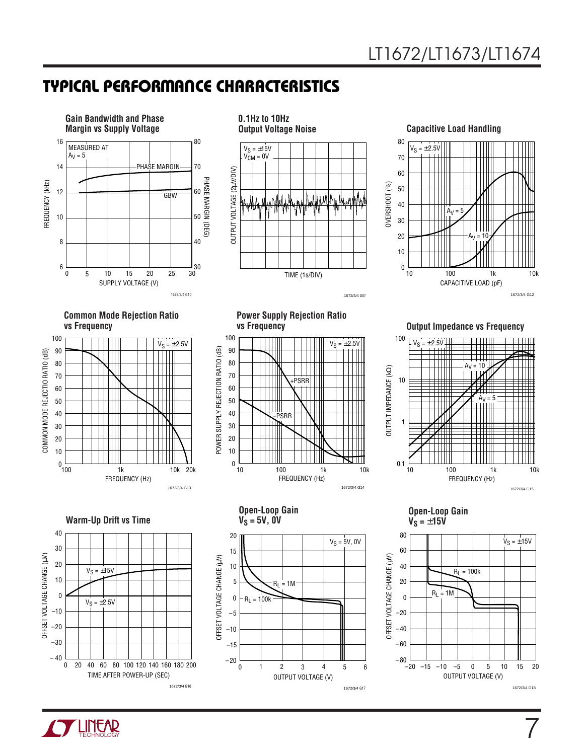## TYPICAL PERFORMANCE CHARACTERISTICS

**Gain Bandwidth and Phase Margin vs Supply Voltage**

MEASURED AT $A_V = 5$

PHASE MARGIN, GBW

FREQUENCY (kHz) / PHASE MARGIN (DEG) vs SUPPLY VOLTAGE (V)

1672/3/4 G10

**0.1Hz to 10Hz Output Voltage Noise**

$V_S = \pm15V$
$V_{CM} = 0V$

OUTPUT VOLTAGE (2μV/DIV) vs TIME (1s/DIV)

1672/3/4 G07

**Capacitive Load Handling**

$V_S = \pm2.5V$

$A_V = 5$, $A_V = 10$

OVERSHOOT (%) vs CAPACITIVE LOAD (pF)

1672/3/4 G12

**Common Mode Rejection Ratio vs Frequency**

$V_S = \pm2.5V$

COMMON MODE REJECTIO RATIO (dB) vs FREQUENCY (Hz)

1672/3/4 G13

**Power Supply Rejection Ratio vs Frequency**

$V_S = \pm2.5V$

+PSRR, –PSRR

POWER SUPPLY REJECTION RATIO (dB) vs FREQUENCY (Hz)

1672/3/4 G14

**Output Impedance vs Frequency**

$V_S = \pm2.5V$

$A_V = 10$, $A_V = 5$

OUTPUT IMPEDANCE (kΩ) vs FREQUENCY (Hz)

1672/3/4 G15

**Warm-Up Drift vs Time**

$V_S = \pm15V$, $V_S = \pm2.5V$

OFFSET VOLTAGE CHANGE (μV) vs TIME AFTER POWER-UP (SEC)

1672/3/4 G16

**Open-Loop Gain $V_S = 5V, 0V$**

$V_S = 5V, 0V$

$R_L = 1M$, $R_L = 100k$

OFFSET VOLTAGE CHANGE (μV) vs OUTPUT VOLTAGE (V)

1672/3/4 G17

**Open-Loop Gain $V_S = \pm15V$**

$V_S = \pm15V$

$R_L = 100k$, $R_L = 1M$

OFFSET VOLTAGE CHANGE (μV) vs OUTPUT VOLTAGE (V)

1672/3/4 G18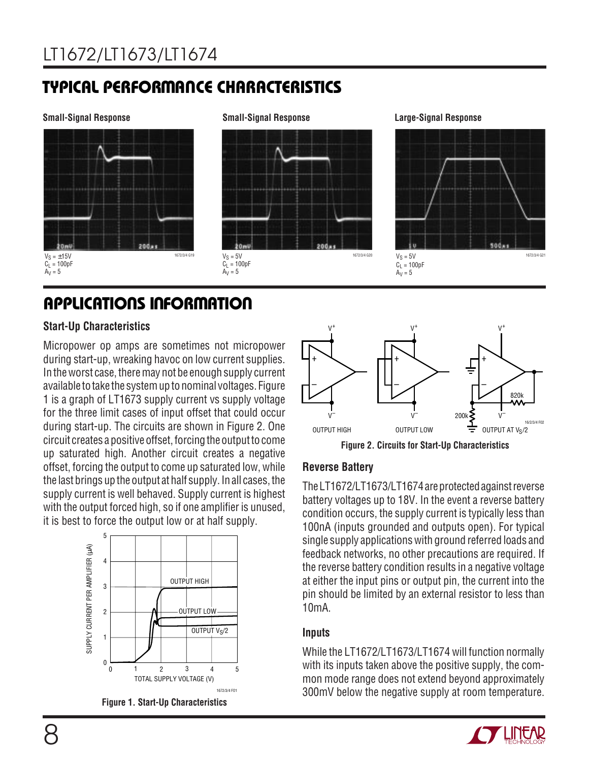## TYPICAL PERFORMANCE CHARACTERISTICS

**Small-Signal Response**

$V_S = \pm15V$
$C_L = 100pF$
$A_V = 5$

**Small-Signal Response**

$V_S = 5V$
$C_L = 100pF$
$A_V = 5$

**Large-Signal Response**

$V_S = 5V$
$C_L = 100pF$
$A_V = 5$

## APPLICATIONS INFORMATION

### Start-Up Characteristics

Micropower op amps are sometimes not micropower during start-up, wreaking havoc on low current supplies. In the worst case, there may not be enough supply current available to take the system up to nominal voltages. Figure 1 is a graph of LT1673 supply current vs supply voltage for the three limit cases of input offset that could occur during start-up. The circuits are shown in Figure 2. One circuit creates a positive offset, forcing the output to come up saturated high. Another circuit creates a negative offset, forcing the output to come up saturated low, while the last brings up the output at half supply. In all cases, the supply current is well behaved. Supply current is highest with the output forced high, so if one amplifier is unused, it is best to force the output low or at half supply.

**Figure 1. Start-Up Characteristics**

**Figure 2. Circuits for Start-Up Characteristics**

### Reverse Battery

The LT1672/LT1673/LT1674 are protected against reverse battery voltages up to 18V. In the event a reverse battery condition occurs, the supply current is typically less than 100nA (inputs grounded and outputs open). For typical single supply applications with ground referred loads and feedback networks, no other precautions are required. If the reverse battery condition results in a negative voltage at either the input pins or output pin, the current into the pin should be limited by an external resistor to less than 10mA.

### Inputs

While the LT1672/LT1673/LT1674 will function normally with its inputs taken above the positive supply, the common mode range does not extend beyond approximately 300mV below the negative supply at room temperature.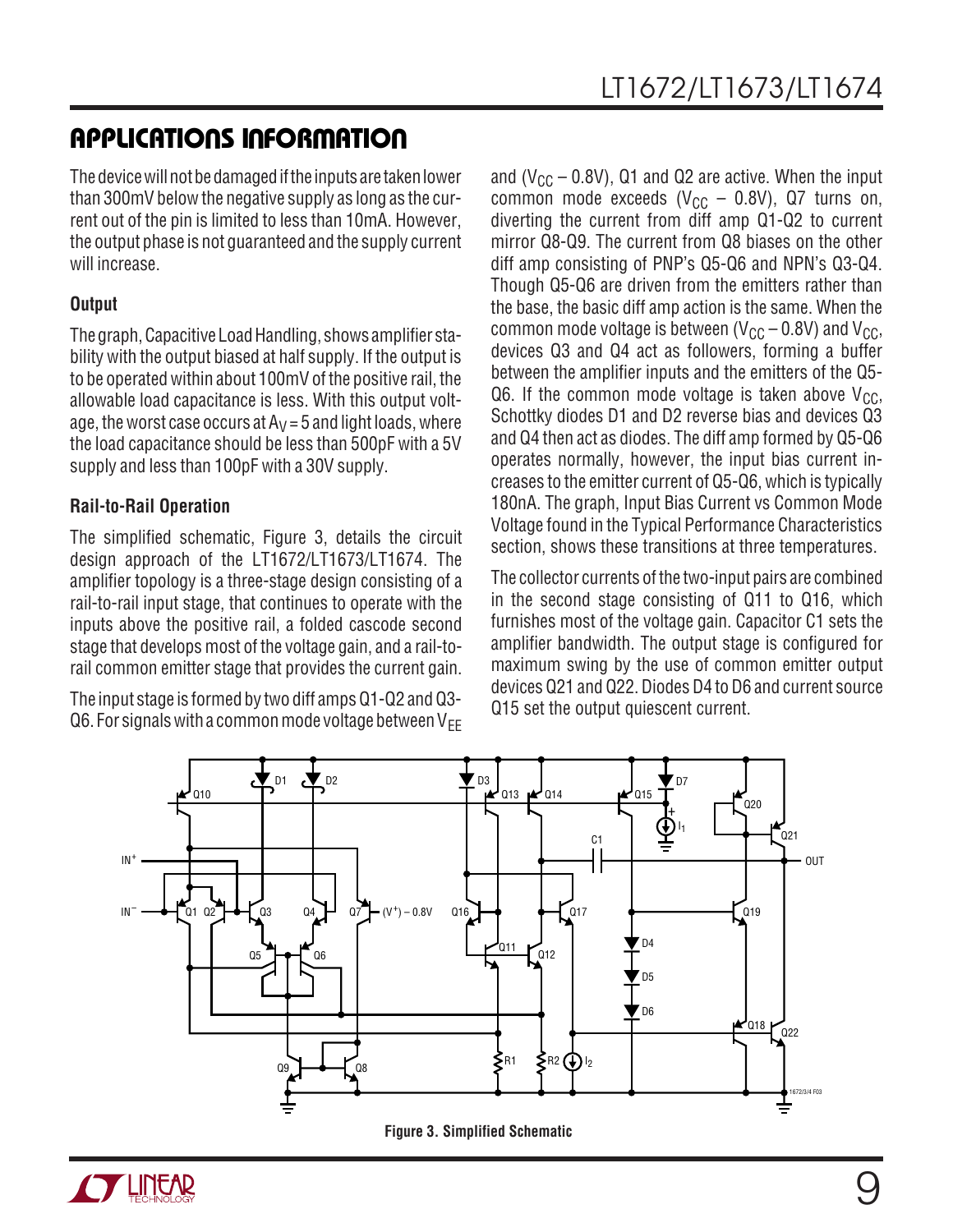## APPLICATIONS INFORMATION

The device will not be damaged if the inputs are taken lower than 300mV below the negative supply as long as the current out of the pin is limited to less than 10mA. However, the output phase is not guaranteed and the supply current will increase.

### Output

The graph, Capacitive Load Handling, shows amplifier stability with the output biased at half supply. If the output is to be operated within about 100mV of the positive rail, the allowable load capacitance is less. With this output voltage, the worst case occurs at $A_V = 5$ and light loads, where the load capacitance should be less than 500pF with a 5V supply and less than 100pF with a 30V supply.

### Rail-to-Rail Operation

The simplified schematic, Figure 3, details the circuit design approach of the LT1672/LT1673/LT1674. The amplifier topology is a three-stage design consisting of a rail-to-rail input stage, that continues to operate with the inputs above the positive rail, a folded cascode second stage that develops most of the voltage gain, and a rail-to-rail common emitter stage that provides the current gain.

The input stage is formed by two diff amps Q1-Q2 and Q3-Q6. For signals with a common mode voltage between $V_{EE}$ and ($V_{CC}$ – 0.8V), Q1 and Q2 are active. When the input common mode exceeds ($V_{CC}$ – 0.8V), Q7 turns on, diverting the current from diff amp Q1-Q2 to current mirror Q8-Q9. The current from Q8 biases on the other diff amp consisting of PNP's Q5-Q6 and NPN's Q3-Q4. Though Q5-Q6 are driven from the emitters rather than the base, the basic diff amp action is the same. When the common mode voltage is between ($V_{CC}$ – 0.8V) and $V_{CC}$, devices Q3 and Q4 act as followers, forming a buffer between the amplifier inputs and the emitters of the Q5-Q6. If the common mode voltage is taken above $V_{CC}$, Schottky diodes D1 and D2 reverse bias and devices Q3 and Q4 then act as diodes. The diff amp formed by Q5-Q6 operates normally, however, the input bias current increases to the emitter current of Q5-Q6, which is typically 180nA. The graph, Input Bias Current vs Common Mode Voltage found in the Typical Performance Characteristics section, shows these transitions at three temperatures.

The collector currents of the two-input pairs are combined in the second stage consisting of Q11 to Q16, which furnishes most of the voltage gain. Capacitor C1 sets the amplifier bandwidth. The output stage is configured for maximum swing by the use of common emitter output devices Q21 and Q22. Diodes D4 to D6 and current source Q15 set the output quiescent current.

**Figure 3. Simplified Schematic**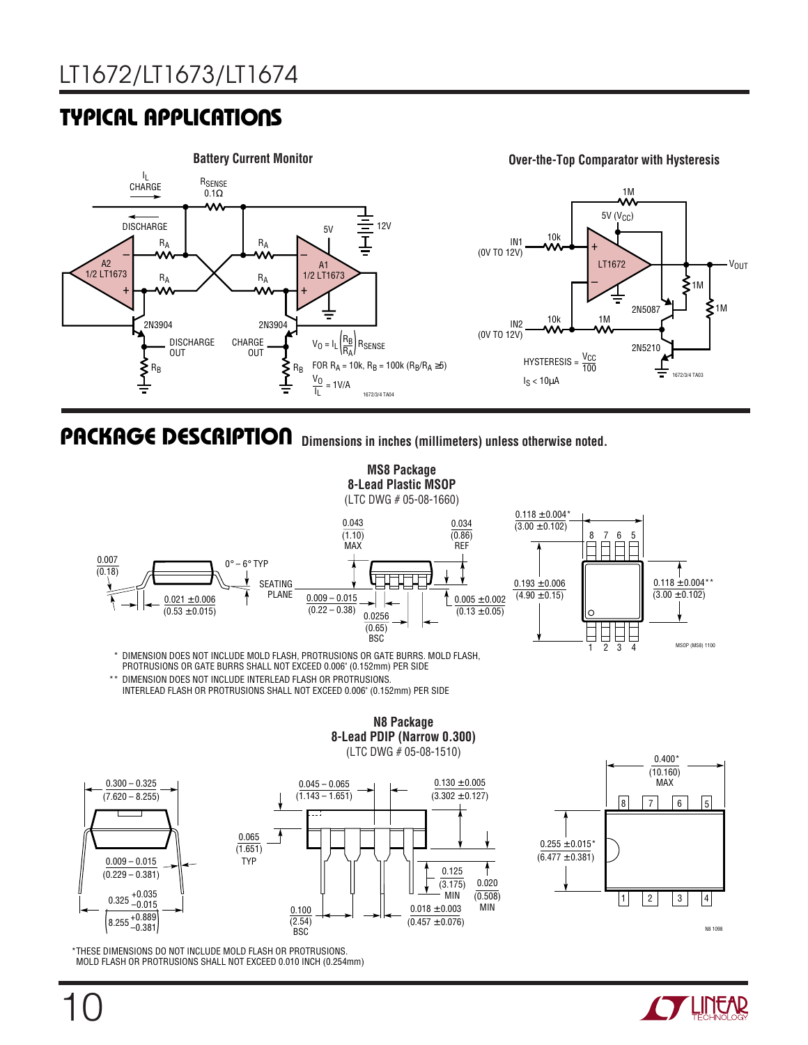## TYPICAL APPLICATIONS

**Battery Current Monitor**

$I_L$ CHARGE

DISCHARGE

$R_{SENSE}$ 0.1Ω

12V

5V

A2 1/2 LT1673

A1 1/2 LT1673

$R_A$

2N3904

DISCHARGE OUT

CHARGE OUT

$R_B$

$V_O = I_L \left(\frac{R_B}{R_A}\right) R_{SENSE}$

FOR $R_A$ = 10k, $R_B$ = 100k ($R_B/R_A \geq 5$)

$\frac{V_O}{I_L}$ = 1V/A

**Over-the-Top Comparator with Hysteresis**

IN1 (0V TO 12V)

IN2 (0V TO 12V)

10k

1M

5V ($V_{CC}$)

LT1672

$V_{OUT}$

2N5087

2N5210

HYSTERESIS = $\frac{V_{CC}}{100}$

$I_S$ < 10µA

## PACKAGE DESCRIPTION

Dimensions in inches (millimeters) unless otherwise noted.

**MS8 Package**
**8-Lead Plastic MSOP**
(LTC DWG # 05-08-1660)

0.007 (0.18); 0° – 6° TYP; SEATING PLANE; 0.021 ± 0.006 (0.53 ± 0.015); 0.043 (1.10) MAX; 0.034 (0.86) REF; 0.009 – 0.015 (0.22 – 0.38); 0.0256 (0.65) BSC; 0.005 ± 0.002 (0.13 ± 0.05); 0.118 ± 0.004* (3.00 ± 0.102); 0.193 ± 0.006 (4.90 ± 0.15); 0.118 ± 0.004** (3.00 ± 0.102)

\* DIMENSION DOES NOT INCLUDE MOLD FLASH, PROTRUSIONS OR GATE BURRS. MOLD FLASH, PROTRUSIONS OR GATE BURRS SHALL NOT EXCEED 0.006" (0.152mm) PER SIDE

\*\* DIMENSION DOES NOT INCLUDE INTERLEAD FLASH OR PROTRUSIONS. INTERLEAD FLASH OR PROTRUSIONS SHALL NOT EXCEED 0.006" (0.152mm) PER SIDE

**N8 Package**
**8-Lead PDIP (Narrow 0.300)**
(LTC DWG # 05-08-1510)

0.300 – 0.325 (7.620 – 8.255); 0.009 – 0.015 (0.229 – 0.381); $0.325^{+0.035}_{-0.015}$ $\left(8.255^{+0.889}_{-0.381}\right)$; 0.045 – 0.065 (1.143 – 1.651); 0.065 (1.651) TYP; 0.100 (2.54) BSC; 0.130 ± 0.005 (3.302 ± 0.127); 0.125 (3.175) MIN; 0.020 (0.508) MIN; 0.018 ± 0.003 (0.457 ± 0.076); 0.400* (10.160) MAX; 0.255 ± 0.015* (6.477 ± 0.381)

\*THESE DIMENSIONS DO NOT INCLUDE MOLD FLASH OR PROTRUSIONS. MOLD FLASH OR PROTRUSIONS SHALL NOT EXCEED 0.010 INCH (0.254mm)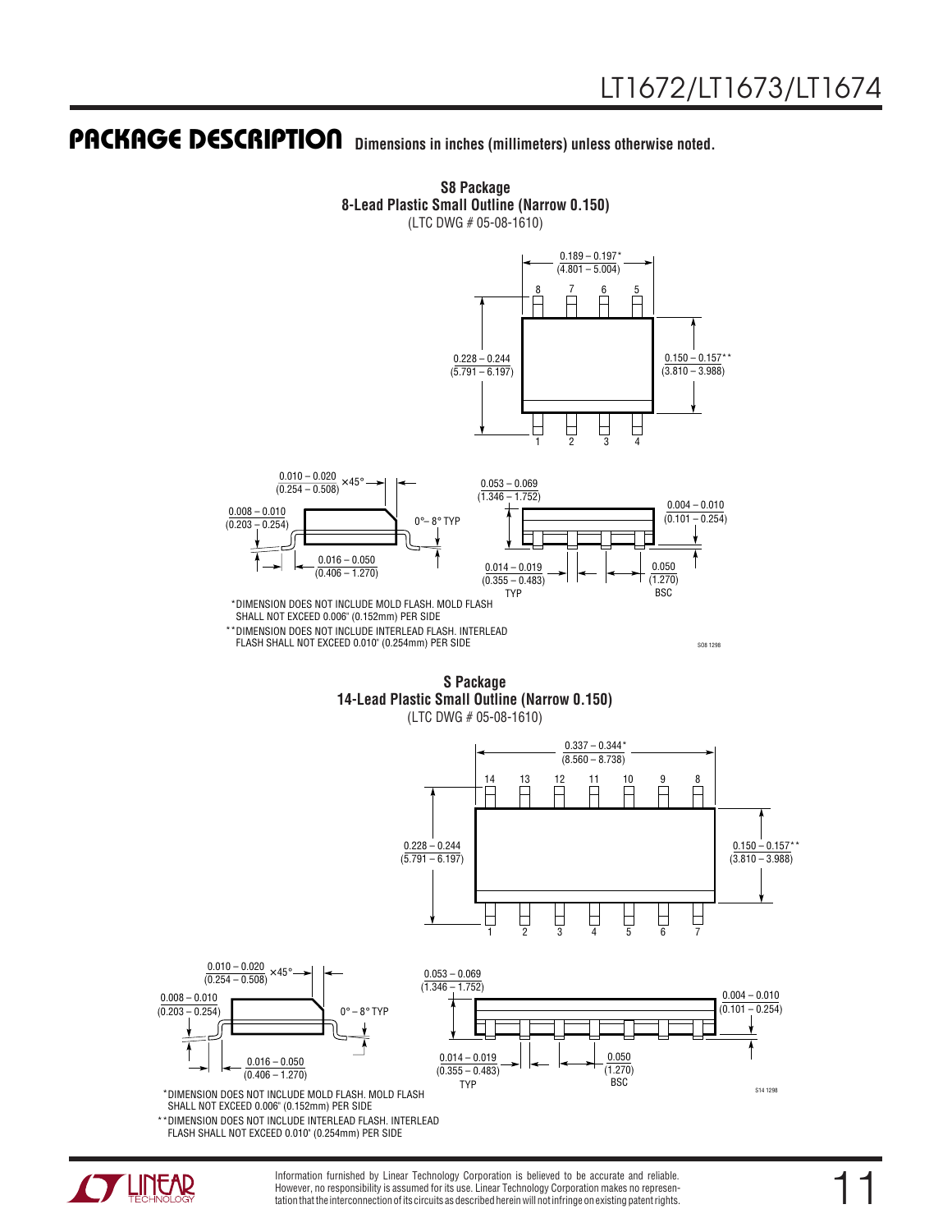## PACKAGE DESCRIPTION

Dimensions in inches (millimeters) unless otherwise noted.

**S8 Package**
**8-Lead Plastic Small Outline (Narrow 0.150)**
(LTC DWG # 05-08-1610)

0.189 – 0.197*
(4.801 – 5.004)

0.228 – 0.244
(5.791 – 6.197)

0.150 – 0.157**
(3.810 – 3.988)

0.010 – 0.020
(0.254 – 0.508) ×45°

0.008 – 0.010
(0.203 – 0.254)

0°– 8° TYP

0.016 – 0.050
(0.406 – 1.270)

0.053 – 0.069
(1.346 – 1.752)

0.004 – 0.010
(0.101 – 0.254)

0.014 – 0.019
(0.355 – 0.483)
TYP

0.050
(1.270)
BSC

*DIMENSION DOES NOT INCLUDE MOLD FLASH. MOLD FLASH SHALL NOT EXCEED 0.006" (0.152mm) PER SIDE

**DIMENSION DOES NOT INCLUDE INTERLEAD FLASH. INTERLEAD FLASH SHALL NOT EXCEED 0.010" (0.254mm) PER SIDE

SO8 1298

**S Package**
**14-Lead Plastic Small Outline (Narrow 0.150)**
(LTC DWG # 05-08-1610)

0.337 – 0.344*
(8.560 – 8.738)

0.228 – 0.244
(5.791 – 6.197)

0.150 – 0.157**
(3.810 – 3.988)

0.010 – 0.020
(0.254 – 0.508) ×45°

0.008 – 0.010
(0.203 – 0.254)

0° – 8° TYP

0.016 – 0.050
(0.406 – 1.270)

0.053 – 0.069
(1.346 – 1.752)

0.004 – 0.010
(0.101 – 0.254)

0.014 – 0.019
(0.355 – 0.483)
TYP

0.050
(1.270)
BSC

*DIMENSION DOES NOT INCLUDE MOLD FLASH. MOLD FLASH SHALL NOT EXCEED 0.006" (0.152mm) PER SIDE

**DIMENSION DOES NOT INCLUDE INTERLEAD FLASH. INTERLEAD FLASH SHALL NOT EXCEED 0.010" (0.254mm) PER SIDE

S14 1298

Information furnished by Linear Technology Corporation is believed to be accurate and reliable. However, no responsibility is assumed for its use. Linear Technology Corporation makes no representation that the interconnection of its circuits as described herein will not infringe on existing patent rights.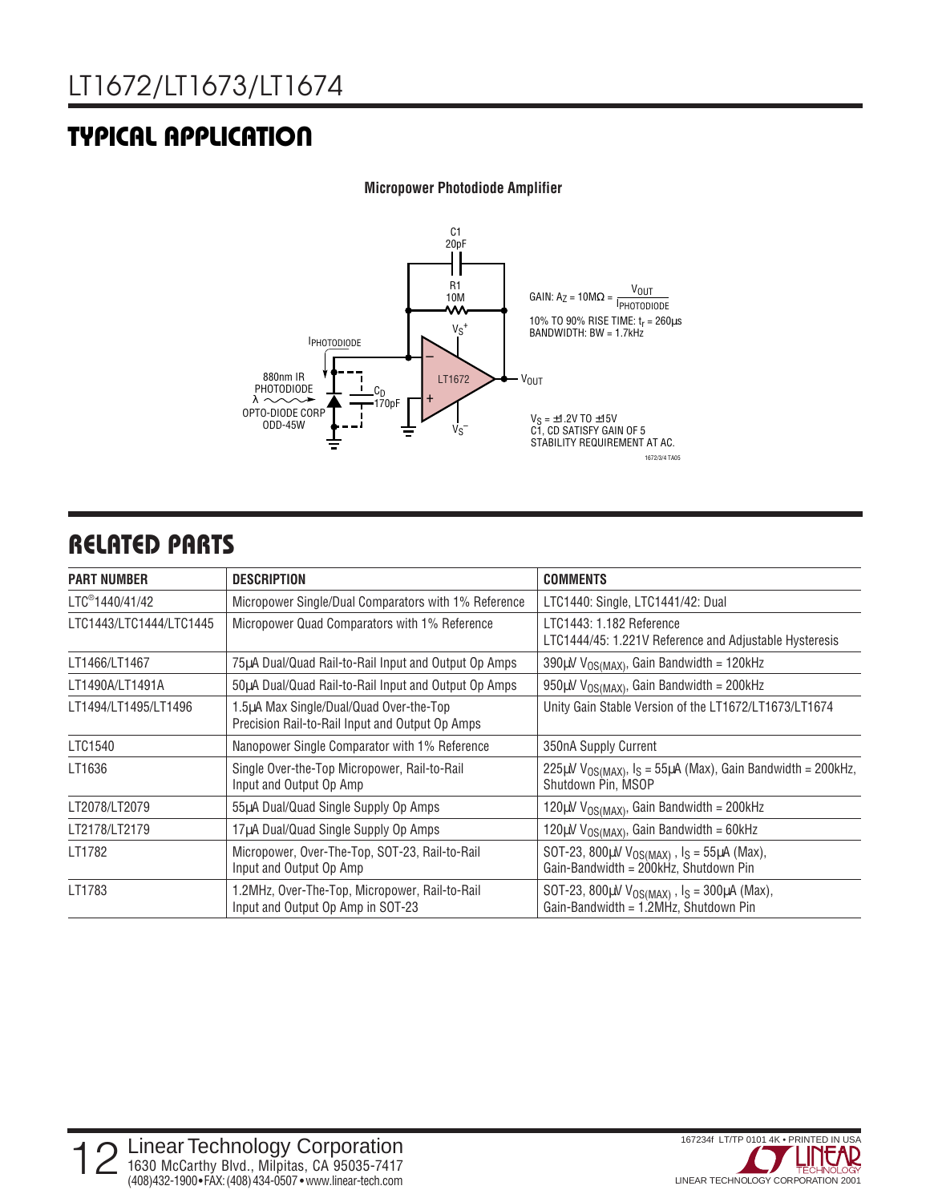## TYPICAL APPLICATION

**Micropower Photodiode Amplifier**

C1
20pF

R1
10M

$V_S^+$

$I_{PHOTODIODE}$

880nm IR
PHOTODIODE
λ
OPTO-DIODE CORP
ODD-45W

$C_D$
170pF

LT1672

$V_S^-$

$V_{OUT}$

GAIN: $A_Z = 10M\Omega = \frac{V_{OUT}}{I_{PHOTODIODE}}$

10% TO 90% RISE TIME: $t_r$ = 260µs

BANDWIDTH: BW = 1.7kHz

$V_S$ = ±1.2V TO ±15V

C1, CD SATISFY GAIN OF 5 STABILITY REQUIREMENT AT AC.

## RELATED PARTS

| PART NUMBER | DESCRIPTION | COMMENTS |
|---|---|---|
| LTC®1440/41/42 | Micropower Single/Dual Comparators with 1% Reference | LTC1440: Single, LTC1441/42: Dual |
| LTC1443/LTC1444/LTC1445 | Micropower Quad Comparators with 1% Reference | LTC1443: 1.182 Reference<br>LTC1444/45: 1.221V Reference and Adjustable Hysteresis |
| LT1466/LT1467 | 75µA Dual/Quad Rail-to-Rail Input and Output Op Amps | 390µV $V_{OS(MAX)}$, Gain Bandwidth = 120kHz |
| LT1490A/LT1491A | 50µA Dual/Quad Rail-to-Rail Input and Output Op Amps | 950µV $V_{OS(MAX)}$, Gain Bandwidth = 200kHz |
| LT1494/LT1495/LT1496 | 1.5µA Max Single/Dual/Quad Over-the-Top Precision Rail-to-Rail Input and Output Op Amps | Unity Gain Stable Version of the LT1672/LT1673/LT1674 |
| LTC1540 | Nanopower Single Comparator with 1% Reference | 350nA Supply Current |
| LT1636 | Single Over-the-Top Micropower, Rail-to-Rail Input and Output Op Amp | 225µV $V_{OS(MAX)}$, $I_S$ = 55µA (Max), Gain Bandwidth = 200kHz, Shutdown Pin, MSOP |
| LT2078/LT2079 | 55µA Dual/Quad Single Supply Op Amps | 120µV $V_{OS(MAX)}$, Gain Bandwidth = 200kHz |
| LT2178/LT2179 | 17µA Dual/Quad Single Supply Op Amps | 120µV $V_{OS(MAX)}$, Gain Bandwidth = 60kHz |
| LT1782 | Micropower, Over-The-Top, SOT-23, Rail-to-Rail Input and Output Op Amp | SOT-23, 800µV $V_{OS(MAX)}$, $I_S$ = 55µA (Max), Gain-Bandwidth = 200kHz, Shutdown Pin |
| LT1783 | 1.2MHz, Over-The-Top, Micropower, Rail-to-Rail Input and Output Op Amp in SOT-23 | SOT-23, 800µV $V_{OS(MAX)}$, $I_S$ = 300µA (Max), Gain-Bandwidth = 1.2MHz, Shutdown Pin |

Linear Technology Corporation
1630 McCarthy Blvd., Milpitas, CA 95035-7417
(408)432-1900 • FAX: (408) 434-0507 • www.linear-tech.com

167234f LT/TP 0101 4K • PRINTED IN USA

LINEAR TECHNOLOGY CORPORATION 2001